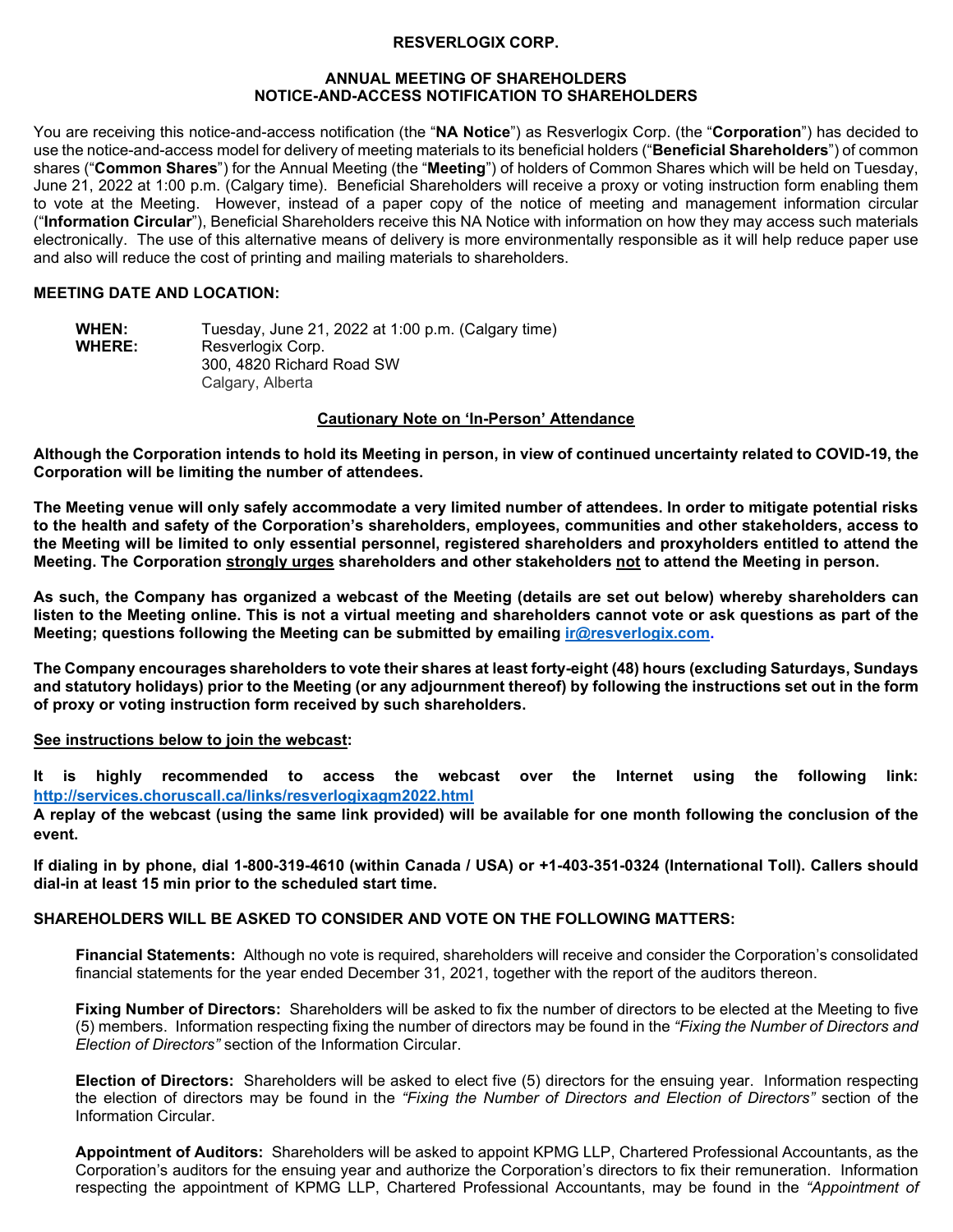# RESVERLOGIX CORP.

## ANNUAL MEETING OF SHAREHOLDERS
## NOTICE-AND-ACCESS NOTIFICATION TO SHAREHOLDERS

You are receiving this notice-and-access notification (the "**NA Notice**") as Resverlogix Corp. (the "**Corporation**") has decided to use the notice-and-access model for delivery of meeting materials to its beneficial holders ("**Beneficial Shareholders**") of common shares ("**Common Shares**") for the Annual Meeting (the "**Meeting**") of holders of Common Shares which will be held on Tuesday, June 21, 2022 at 1:00 p.m. (Calgary time). Beneficial Shareholders will receive a proxy or voting instruction form enabling them to vote at the Meeting. However, instead of a paper copy of the notice of meeting and management information circular ("**Information Circular**"), Beneficial Shareholders receive this NA Notice with information on how they may access such materials electronically. The use of this alternative means of delivery is more environmentally responsible as it will help reduce paper use and also will reduce the cost of printing and mailing materials to shareholders.

### MEETING DATE AND LOCATION:

**WHEN:** Tuesday, June 21, 2022 at 1:00 p.m. (Calgary time)
**WHERE:** Resverlogix Corp.
300, 4820 Richard Road SW
Calgary, Alberta

**Cautionary Note on 'In-Person' Attendance**

**Although the Corporation intends to hold its Meeting in person, in view of continued uncertainty related to COVID-19, the Corporation will be limiting the number of attendees.**

**The Meeting venue will only safely accommodate a very limited number of attendees. In order to mitigate potential risks to the health and safety of the Corporation's shareholders, employees, communities and other stakeholders, access to the Meeting will be limited to only essential personnel, registered shareholders and proxyholders entitled to attend the Meeting. The Corporation strongly urges shareholders and other stakeholders not to attend the Meeting in person.**

**As such, the Company has organized a webcast of the Meeting (details are set out below) whereby shareholders can listen to the Meeting online. This is not a virtual meeting and shareholders cannot vote or ask questions as part of the Meeting; questions following the Meeting can be submitted by emailing ir@resverlogix.com.**

**The Company encourages shareholders to vote their shares at least forty-eight (48) hours (excluding Saturdays, Sundays and statutory holidays) prior to the Meeting (or any adjournment thereof) by following the instructions set out in the form of proxy or voting instruction form received by such shareholders.**

**See instructions below to join the webcast:**

**It is highly recommended to access the webcast over the Internet using the following link: http://services.choruscall.ca/links/resverlogixagm2022.html**
**A replay of the webcast (using the same link provided) will be available for one month following the conclusion of the event.**

**If dialing in by phone, dial 1-800-319-4610 (within Canada / USA) or +1-403-351-0324 (International Toll). Callers should dial-in at least 15 min prior to the scheduled start time.**

### SHAREHOLDERS WILL BE ASKED TO CONSIDER AND VOTE ON THE FOLLOWING MATTERS:

**Financial Statements:** Although no vote is required, shareholders will receive and consider the Corporation's consolidated financial statements for the year ended December 31, 2021, together with the report of the auditors thereon.

**Fixing Number of Directors:** Shareholders will be asked to fix the number of directors to be elected at the Meeting to five (5) members. Information respecting fixing the number of directors may be found in the *"Fixing the Number of Directors and Election of Directors"* section of the Information Circular.

**Election of Directors:** Shareholders will be asked to elect five (5) directors for the ensuing year. Information respecting the election of directors may be found in the *"Fixing the Number of Directors and Election of Directors"* section of the Information Circular.

**Appointment of Auditors:** Shareholders will be asked to appoint KPMG LLP, Chartered Professional Accountants, as the Corporation's auditors for the ensuing year and authorize the Corporation's directors to fix their remuneration. Information respecting the appointment of KPMG LLP, Chartered Professional Accountants, may be found in the *"Appointment of*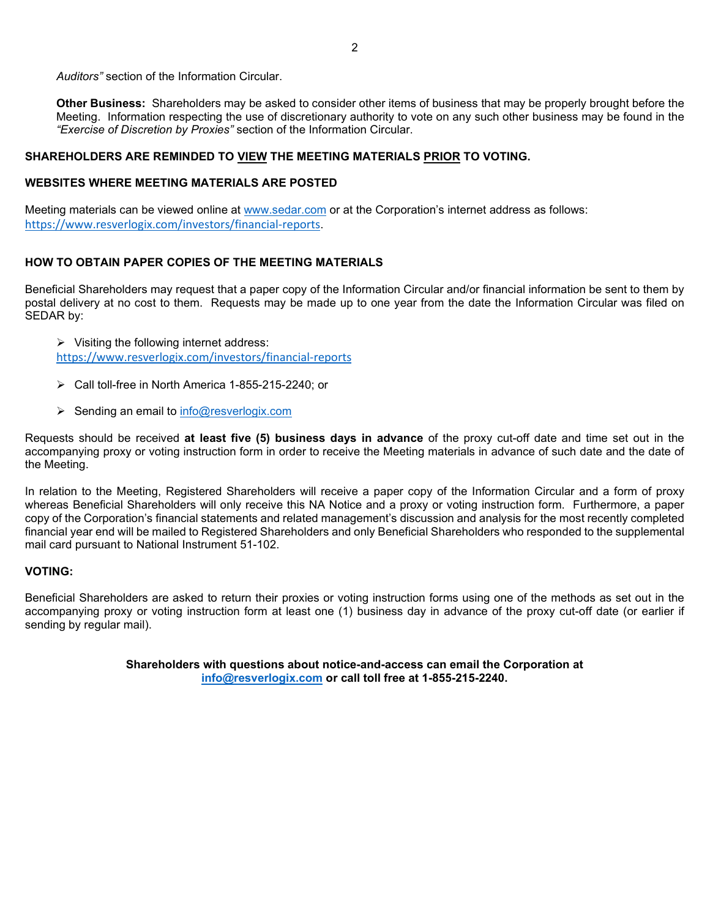*Auditors"* section of the Information Circular.

**Other Business:** Shareholders may be asked to consider other items of business that may be properly brought before the Meeting. Information respecting the use of discretionary authority to vote on any such other business may be found in the *"Exercise of Discretion by Proxies"* section of the Information Circular.

**SHAREHOLDERS ARE REMINDED TO VIEW THE MEETING MATERIALS PRIOR TO VOTING.**

**WEBSITES WHERE MEETING MATERIALS ARE POSTED**

Meeting materials can be viewed online at www.sedar.com or at the Corporation's internet address as follows: https://www.resverlogix.com/investors/financial-reports.

**HOW TO OBTAIN PAPER COPIES OF THE MEETING MATERIALS**

Beneficial Shareholders may request that a paper copy of the Information Circular and/or financial information be sent to them by postal delivery at no cost to them. Requests may be made up to one year from the date the Information Circular was filed on SEDAR by:

- Visiting the following internet address: https://www.resverlogix.com/investors/financial-reports
- Call toll-free in North America 1-855-215-2240; or
- Sending an email to info@resverlogix.com

Requests should be received **at least five (5) business days in advance** of the proxy cut-off date and time set out in the accompanying proxy or voting instruction form in order to receive the Meeting materials in advance of such date and the date of the Meeting.

In relation to the Meeting, Registered Shareholders will receive a paper copy of the Information Circular and a form of proxy whereas Beneficial Shareholders will only receive this NA Notice and a proxy or voting instruction form. Furthermore, a paper copy of the Corporation's financial statements and related management's discussion and analysis for the most recently completed financial year end will be mailed to Registered Shareholders and only Beneficial Shareholders who responded to the supplemental mail card pursuant to National Instrument 51-102.

**VOTING:**

Beneficial Shareholders are asked to return their proxies or voting instruction forms using one of the methods as set out in the accompanying proxy or voting instruction form at least one (1) business day in advance of the proxy cut-off date (or earlier if sending by regular mail).

**Shareholders with questions about notice-and-access can email the Corporation at info@resverlogix.com or call toll free at 1-855-215-2240.**